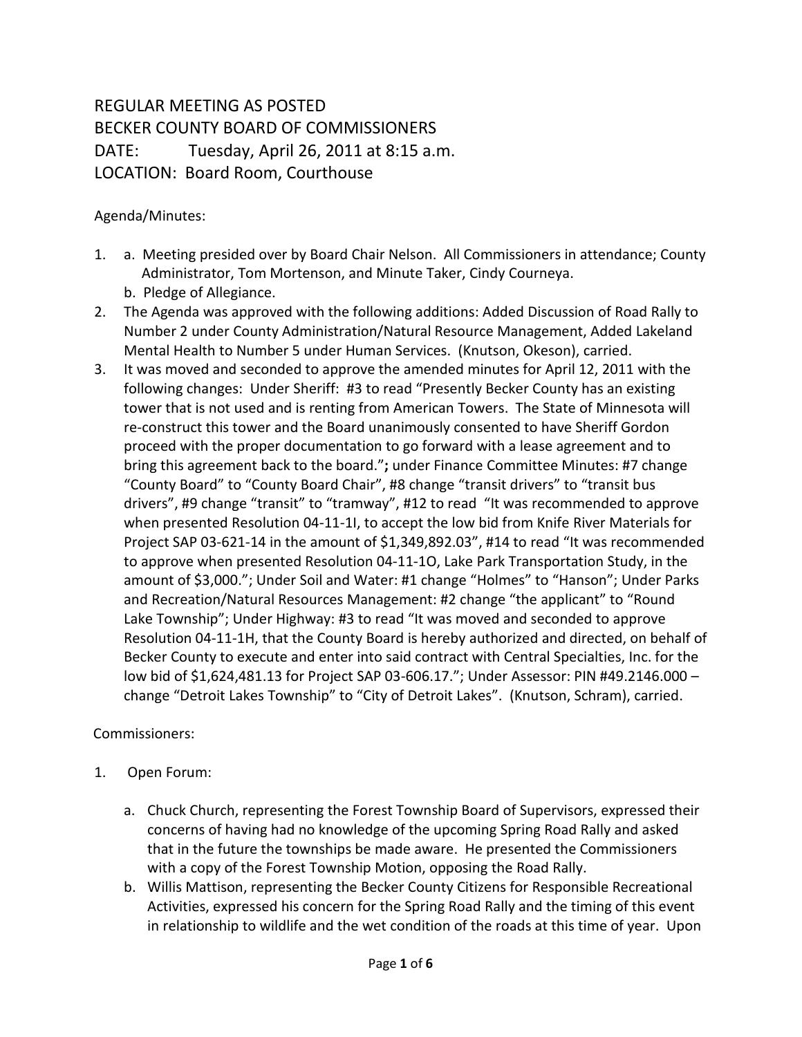REGULAR MEETING AS POSTED
BECKER COUNTY BOARD OF COMMISSIONERS
DATE: Tuesday, April 26, 2011 at 8:15 a.m.
LOCATION: Board Room, Courthouse

Agenda/Minutes:

1. a. Meeting presided over by Board Chair Nelson. All Commissioners in attendance; County Administrator, Tom Mortenson, and Minute Taker, Cindy Courneya.
   b. Pledge of Allegiance.
2. The Agenda was approved with the following additions: Added Discussion of Road Rally to Number 2 under County Administration/Natural Resource Management, Added Lakeland Mental Health to Number 5 under Human Services. (Knutson, Okeson), carried.
3. It was moved and seconded to approve the amended minutes for April 12, 2011 with the following changes: Under Sheriff: #3 to read "Presently Becker County has an existing tower that is not used and is renting from American Towers. The State of Minnesota will re-construct this tower and the Board unanimously consented to have Sheriff Gordon proceed with the proper documentation to go forward with a lease agreement and to bring this agreement back to the board."**;** under Finance Committee Minutes: #7 change "County Board" to "County Board Chair", #8 change "transit drivers" to "transit bus drivers", #9 change "transit" to "tramway", #12 to read "It was recommended to approve when presented Resolution 04-11-1I, to accept the low bid from Knife River Materials for Project SAP 03-621-14 in the amount of $1,349,892.03", #14 to read "It was recommended to approve when presented Resolution 04-11-1O, Lake Park Transportation Study, in the amount of $3,000."; Under Soil and Water: #1 change "Holmes" to "Hanson"; Under Parks and Recreation/Natural Resources Management: #2 change "the applicant" to "Round Lake Township"; Under Highway: #3 to read "It was moved and seconded to approve Resolution 04-11-1H, that the County Board is hereby authorized and directed, on behalf of Becker County to execute and enter into said contract with Central Specialties, Inc. for the low bid of $1,624,481.13 for Project SAP 03-606.17."; Under Assessor: PIN #49.2146.000 – change "Detroit Lakes Township" to "City of Detroit Lakes". (Knutson, Schram), carried.

Commissioners:

1. Open Forum:

   a. Chuck Church, representing the Forest Township Board of Supervisors, expressed their concerns of having had no knowledge of the upcoming Spring Road Rally and asked that in the future the townships be made aware. He presented the Commissioners with a copy of the Forest Township Motion, opposing the Road Rally.
   b. Willis Mattison, representing the Becker County Citizens for Responsible Recreational Activities, expressed his concern for the Spring Road Rally and the timing of this event in relationship to wildlife and the wet condition of the roads at this time of year. Upon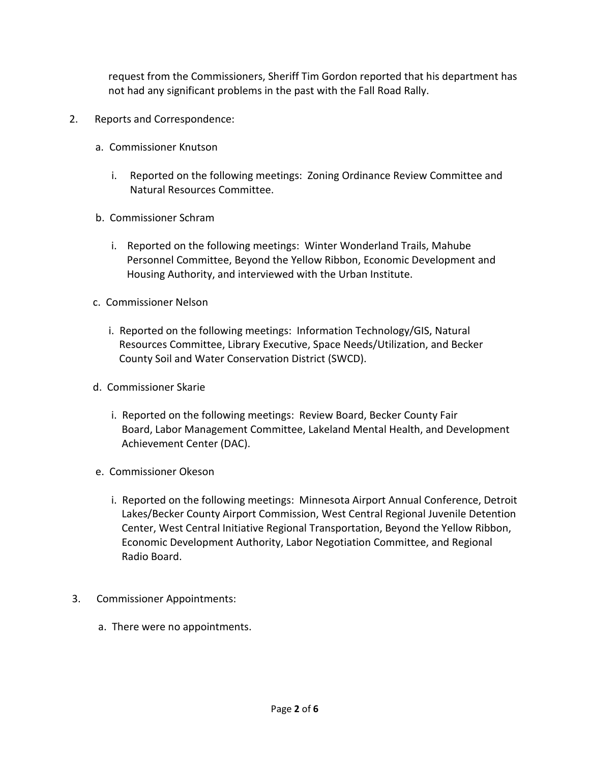request from the Commissioners, Sheriff Tim Gordon reported that his department has not had any significant problems in the past with the Fall Road Rally.

2. Reports and Correspondence:

   a. Commissioner Knutson

      i. Reported on the following meetings: Zoning Ordinance Review Committee and Natural Resources Committee.

   b. Commissioner Schram

      i. Reported on the following meetings: Winter Wonderland Trails, Mahube Personnel Committee, Beyond the Yellow Ribbon, Economic Development and Housing Authority, and interviewed with the Urban Institute.

   c. Commissioner Nelson

      i. Reported on the following meetings: Information Technology/GIS, Natural Resources Committee, Library Executive, Space Needs/Utilization, and Becker County Soil and Water Conservation District (SWCD).

   d. Commissioner Skarie

      i. Reported on the following meetings: Review Board, Becker County Fair Board, Labor Management Committee, Lakeland Mental Health, and Development Achievement Center (DAC).

   e. Commissioner Okeson

      i. Reported on the following meetings: Minnesota Airport Annual Conference, Detroit Lakes/Becker County Airport Commission, West Central Regional Juvenile Detention Center, West Central Initiative Regional Transportation, Beyond the Yellow Ribbon, Economic Development Authority, Labor Negotiation Committee, and Regional Radio Board.

3. Commissioner Appointments:

   a. There were no appointments.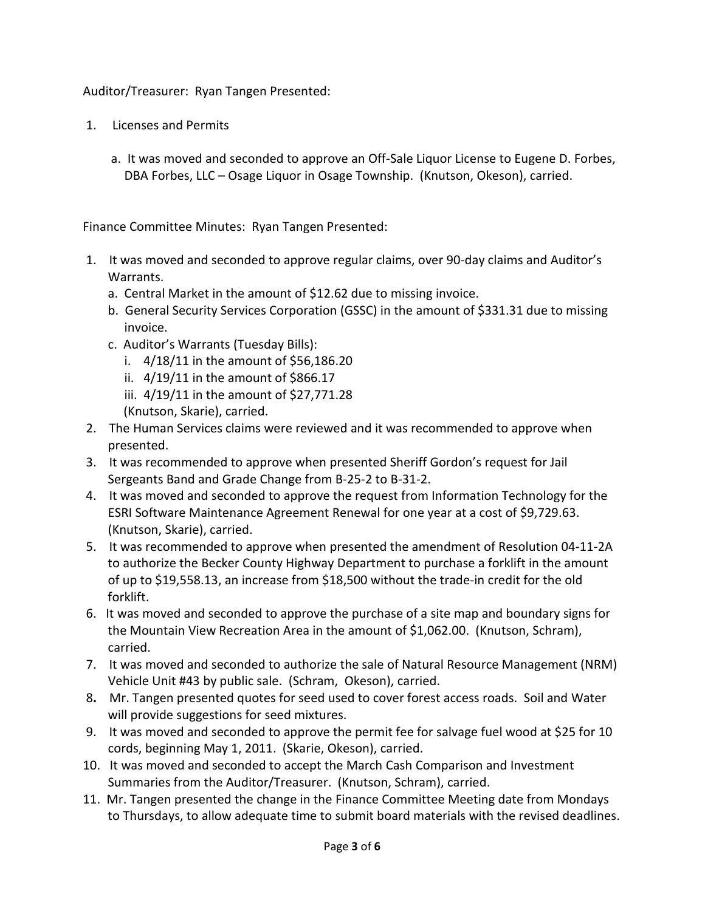Auditor/Treasurer: Ryan Tangen Presented:

1. Licenses and Permits

   a. It was moved and seconded to approve an Off-Sale Liquor License to Eugene D. Forbes, DBA Forbes, LLC – Osage Liquor in Osage Township. (Knutson, Okeson), carried.

Finance Committee Minutes: Ryan Tangen Presented:

1. It was moved and seconded to approve regular claims, over 90-day claims and Auditor's Warrants.
   a. Central Market in the amount of $12.62 due to missing invoice.
   b. General Security Services Corporation (GSSC) in the amount of $331.31 due to missing invoice.
   c. Auditor's Warrants (Tuesday Bills):
      i. 4/18/11 in the amount of $56,186.20
      ii. 4/19/11 in the amount of $866.17
      iii. 4/19/11 in the amount of $27,771.28

   (Knutson, Skarie), carried.
2. The Human Services claims were reviewed and it was recommended to approve when presented.
3. It was recommended to approve when presented Sheriff Gordon's request for Jail Sergeants Band and Grade Change from B-25-2 to B-31-2.
4. It was moved and seconded to approve the request from Information Technology for the ESRI Software Maintenance Agreement Renewal for one year at a cost of $9,729.63. (Knutson, Skarie), carried.
5. It was recommended to approve when presented the amendment of Resolution 04-11-2A to authorize the Becker County Highway Department to purchase a forklift in the amount of up to $19,558.13, an increase from $18,500 without the trade-in credit for the old forklift.
6. It was moved and seconded to approve the purchase of a site map and boundary signs for the Mountain View Recreation Area in the amount of $1,062.00. (Knutson, Schram), carried.
7. It was moved and seconded to authorize the sale of Natural Resource Management (NRM) Vehicle Unit #43 by public sale. (Schram, Okeson), carried.
8. Mr. Tangen presented quotes for seed used to cover forest access roads. Soil and Water will provide suggestions for seed mixtures.
9. It was moved and seconded to approve the permit fee for salvage fuel wood at $25 for 10 cords, beginning May 1, 2011. (Skarie, Okeson), carried.
10. It was moved and seconded to accept the March Cash Comparison and Investment Summaries from the Auditor/Treasurer. (Knutson, Schram), carried.
11. Mr. Tangen presented the change in the Finance Committee Meeting date from Mondays to Thursdays, to allow adequate time to submit board materials with the revised deadlines.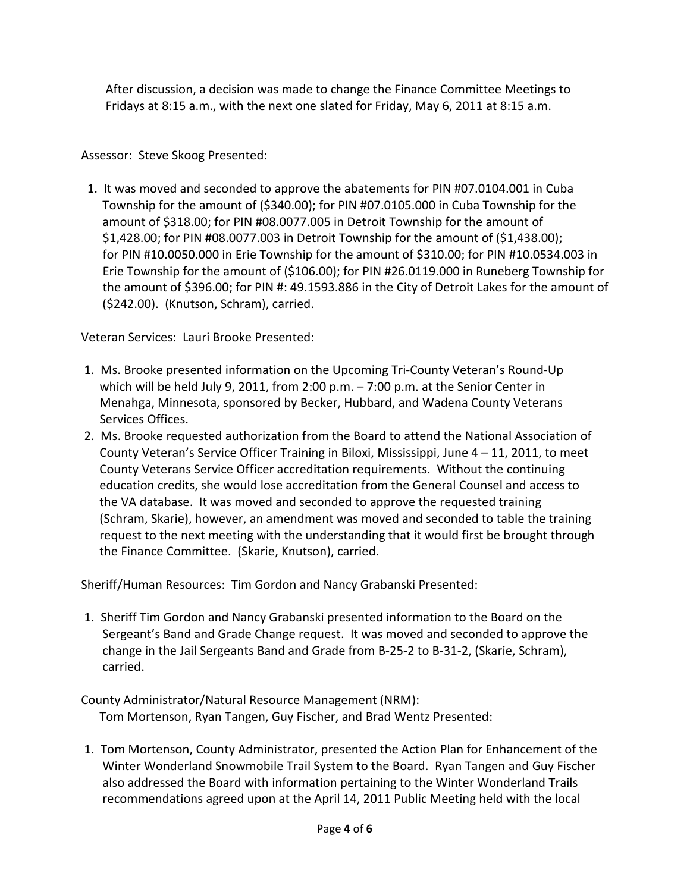After discussion, a decision was made to change the Finance Committee Meetings to Fridays at 8:15 a.m., with the next one slated for Friday, May 6, 2011 at 8:15 a.m.

Assessor: Steve Skoog Presented:

1. It was moved and seconded to approve the abatements for PIN #07.0104.001 in Cuba Township for the amount of ($340.00); for PIN #07.0105.000 in Cuba Township for the amount of $318.00; for PIN #08.0077.005 in Detroit Township for the amount of $1,428.00; for PIN #08.0077.003 in Detroit Township for the amount of ($1,438.00); for PIN #10.0050.000 in Erie Township for the amount of $310.00; for PIN #10.0534.003 in Erie Township for the amount of ($106.00); for PIN #26.0119.000 in Runeberg Township for the amount of $396.00; for PIN #: 49.1593.886 in the City of Detroit Lakes for the amount of ($242.00). (Knutson, Schram), carried.

Veteran Services: Lauri Brooke Presented:

1. Ms. Brooke presented information on the Upcoming Tri-County Veteran's Round-Up which will be held July 9, 2011, from 2:00 p.m. – 7:00 p.m. at the Senior Center in Menahga, Minnesota, sponsored by Becker, Hubbard, and Wadena County Veterans Services Offices.
2. Ms. Brooke requested authorization from the Board to attend the National Association of County Veteran's Service Officer Training in Biloxi, Mississippi, June 4 – 11, 2011, to meet County Veterans Service Officer accreditation requirements. Without the continuing education credits, she would lose accreditation from the General Counsel and access to the VA database. It was moved and seconded to approve the requested training (Schram, Skarie), however, an amendment was moved and seconded to table the training request to the next meeting with the understanding that it would first be brought through the Finance Committee. (Skarie, Knutson), carried.

Sheriff/Human Resources: Tim Gordon and Nancy Grabanski Presented:

1. Sheriff Tim Gordon and Nancy Grabanski presented information to the Board on the Sergeant's Band and Grade Change request. It was moved and seconded to approve the change in the Jail Sergeants Band and Grade from B-25-2 to B-31-2, (Skarie, Schram), carried.

County Administrator/Natural Resource Management (NRM):
Tom Mortenson, Ryan Tangen, Guy Fischer, and Brad Wentz Presented:

1. Tom Mortenson, County Administrator, presented the Action Plan for Enhancement of the Winter Wonderland Snowmobile Trail System to the Board. Ryan Tangen and Guy Fischer also addressed the Board with information pertaining to the Winter Wonderland Trails recommendations agreed upon at the April 14, 2011 Public Meeting held with the local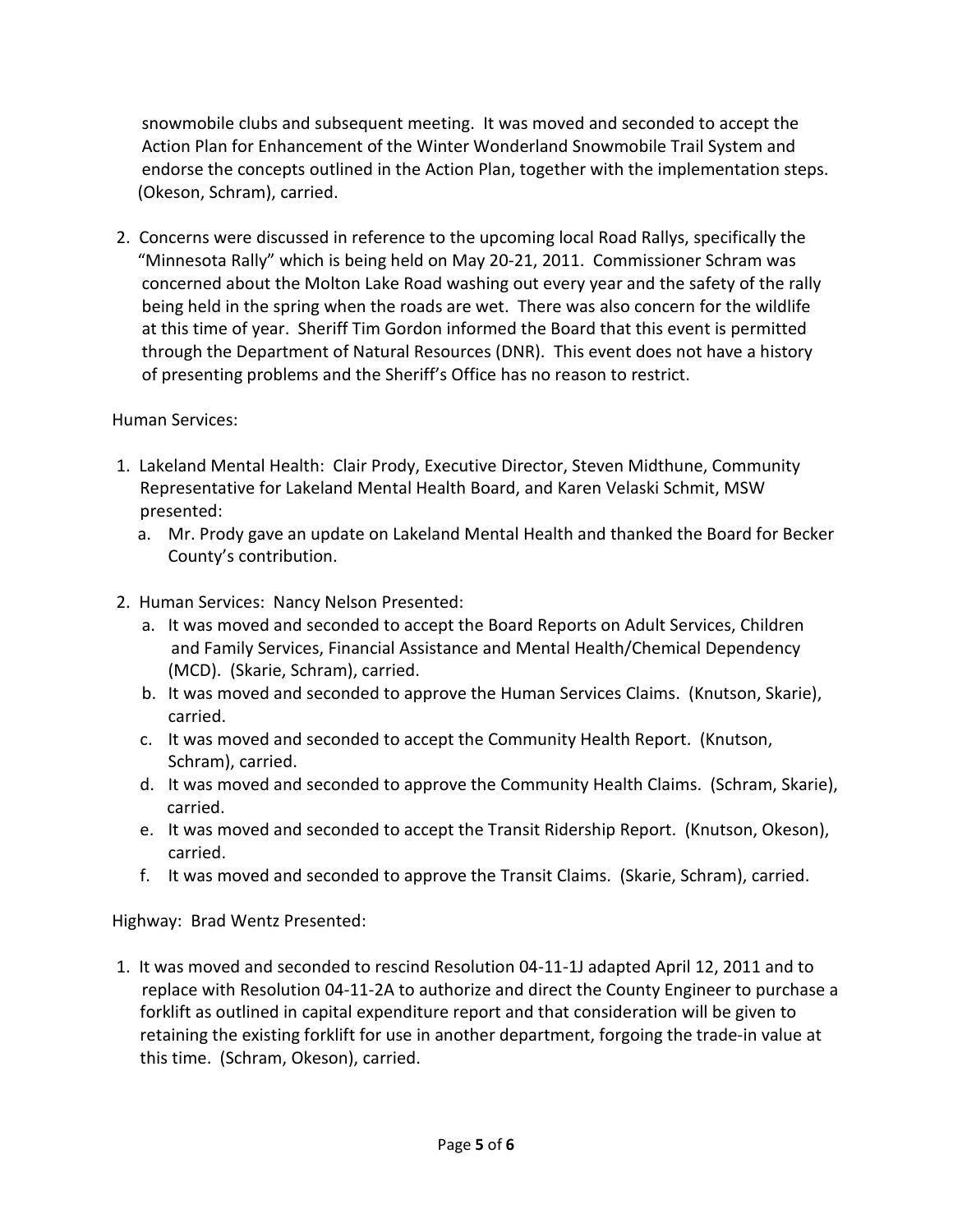snowmobile clubs and subsequent meeting. It was moved and seconded to accept the Action Plan for Enhancement of the Winter Wonderland Snowmobile Trail System and endorse the concepts outlined in the Action Plan, together with the implementation steps. (Okeson, Schram), carried.

2. Concerns were discussed in reference to the upcoming local Road Rallys, specifically the "Minnesota Rally" which is being held on May 20-21, 2011. Commissioner Schram was concerned about the Molton Lake Road washing out every year and the safety of the rally being held in the spring when the roads are wet. There was also concern for the wildlife at this time of year. Sheriff Tim Gordon informed the Board that this event is permitted through the Department of Natural Resources (DNR). This event does not have a history of presenting problems and the Sheriff's Office has no reason to restrict.

Human Services:

1. Lakeland Mental Health: Clair Prody, Executive Director, Steven Midthune, Community Representative for Lakeland Mental Health Board, and Karen Velaski Schmit, MSW presented:
   a. Mr. Prody gave an update on Lakeland Mental Health and thanked the Board for Becker County's contribution.

2. Human Services: Nancy Nelson Presented:
   a. It was moved and seconded to accept the Board Reports on Adult Services, Children and Family Services, Financial Assistance and Mental Health/Chemical Dependency (MCD). (Skarie, Schram), carried.
   b. It was moved and seconded to approve the Human Services Claims. (Knutson, Skarie), carried.
   c. It was moved and seconded to accept the Community Health Report. (Knutson, Schram), carried.
   d. It was moved and seconded to approve the Community Health Claims. (Schram, Skarie), carried.
   e. It was moved and seconded to accept the Transit Ridership Report. (Knutson, Okeson), carried.
   f. It was moved and seconded to approve the Transit Claims. (Skarie, Schram), carried.

Highway: Brad Wentz Presented:

1. It was moved and seconded to rescind Resolution 04-11-1J adapted April 12, 2011 and to replace with Resolution 04-11-2A to authorize and direct the County Engineer to purchase a forklift as outlined in capital expenditure report and that consideration will be given to retaining the existing forklift for use in another department, forgoing the trade-in value at this time. (Schram, Okeson), carried.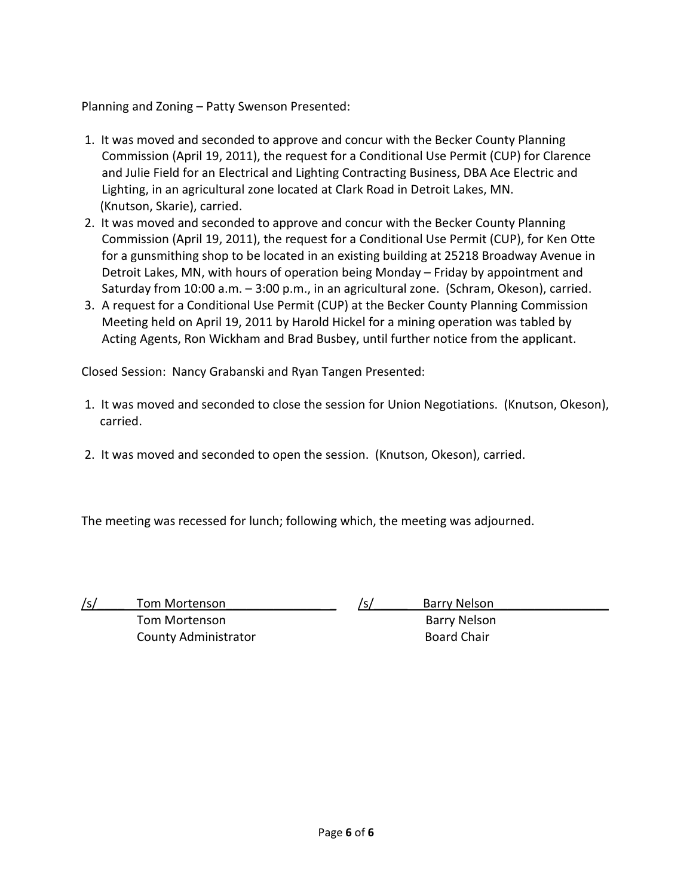Planning and Zoning – Patty Swenson Presented:

1. It was moved and seconded to approve and concur with the Becker County Planning Commission (April 19, 2011), the request for a Conditional Use Permit (CUP) for Clarence and Julie Field for an Electrical and Lighting Contracting Business, DBA Ace Electric and Lighting, in an agricultural zone located at Clark Road in Detroit Lakes, MN. (Knutson, Skarie), carried.
2. It was moved and seconded to approve and concur with the Becker County Planning Commission (April 19, 2011), the request for a Conditional Use Permit (CUP), for Ken Otte for a gunsmithing shop to be located in an existing building at 25218 Broadway Avenue in Detroit Lakes, MN, with hours of operation being Monday – Friday by appointment and Saturday from 10:00 a.m. – 3:00 p.m., in an agricultural zone. (Schram, Okeson), carried.
3. A request for a Conditional Use Permit (CUP) at the Becker County Planning Commission Meeting held on April 19, 2011 by Harold Hickel for a mining operation was tabled by Acting Agents, Ron Wickham and Brad Busbey, until further notice from the applicant.

Closed Session: Nancy Grabanski and Ryan Tangen Presented:

1. It was moved and seconded to close the session for Union Negotiations. (Knutson, Okeson), carried.

2. It was moved and seconded to open the session. (Knutson, Okeson), carried.

The meeting was recessed for lunch; following which, the meeting was adjourned.

| | |
|---|---|
| /s/ Tom Mortenson | /s/ Barry Nelson |
| Tom Mortenson | Barry Nelson |
| County Administrator | Board Chair |